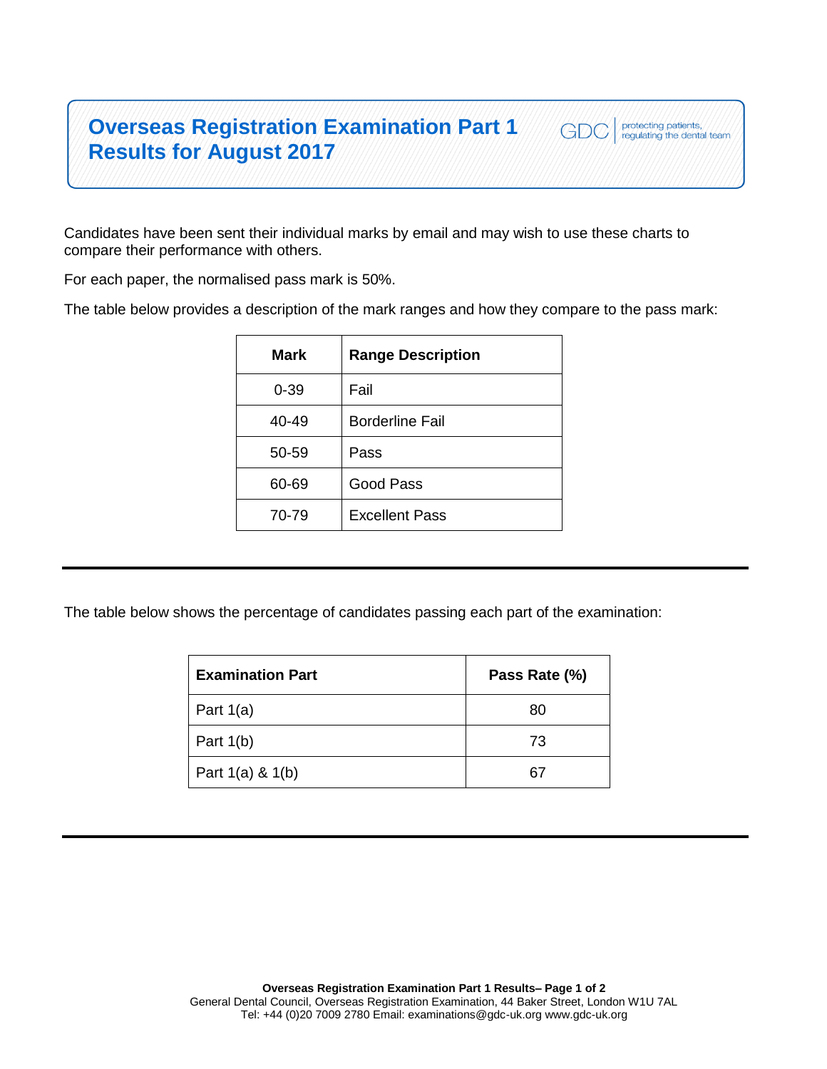# Overseas Registration Examination Part 1 Results for August 2017

GDC | protecting patients, regulating the dental team

Candidates have been sent their individual marks by email and may wish to use these charts to compare their performance with others.

For each paper, the normalised pass mark is 50%.

The table below provides a description of the mark ranges and how they compare to the pass mark:

| Mark | Range Description |
| --- | --- |
| 0-39 | Fail |
| 40-49 | Borderline Fail |
| 50-59 | Pass |
| 60-69 | Good Pass |
| 70-79 | Excellent Pass |

---

The table below shows the percentage of candidates passing each part of the examination:

| Examination Part | Pass Rate (%) |
| --- | --- |
| Part 1(a) | 80 |
| Part 1(b) | 73 |
| Part 1(a) & 1(b) | 67 |

---

General Dental Council, Overseas Registration Examination, 44 Baker Street, London W1U 7AL
Tel: +44 (0)20 7009 2780 Email: examinations@gdc-uk.org www.gdc-uk.org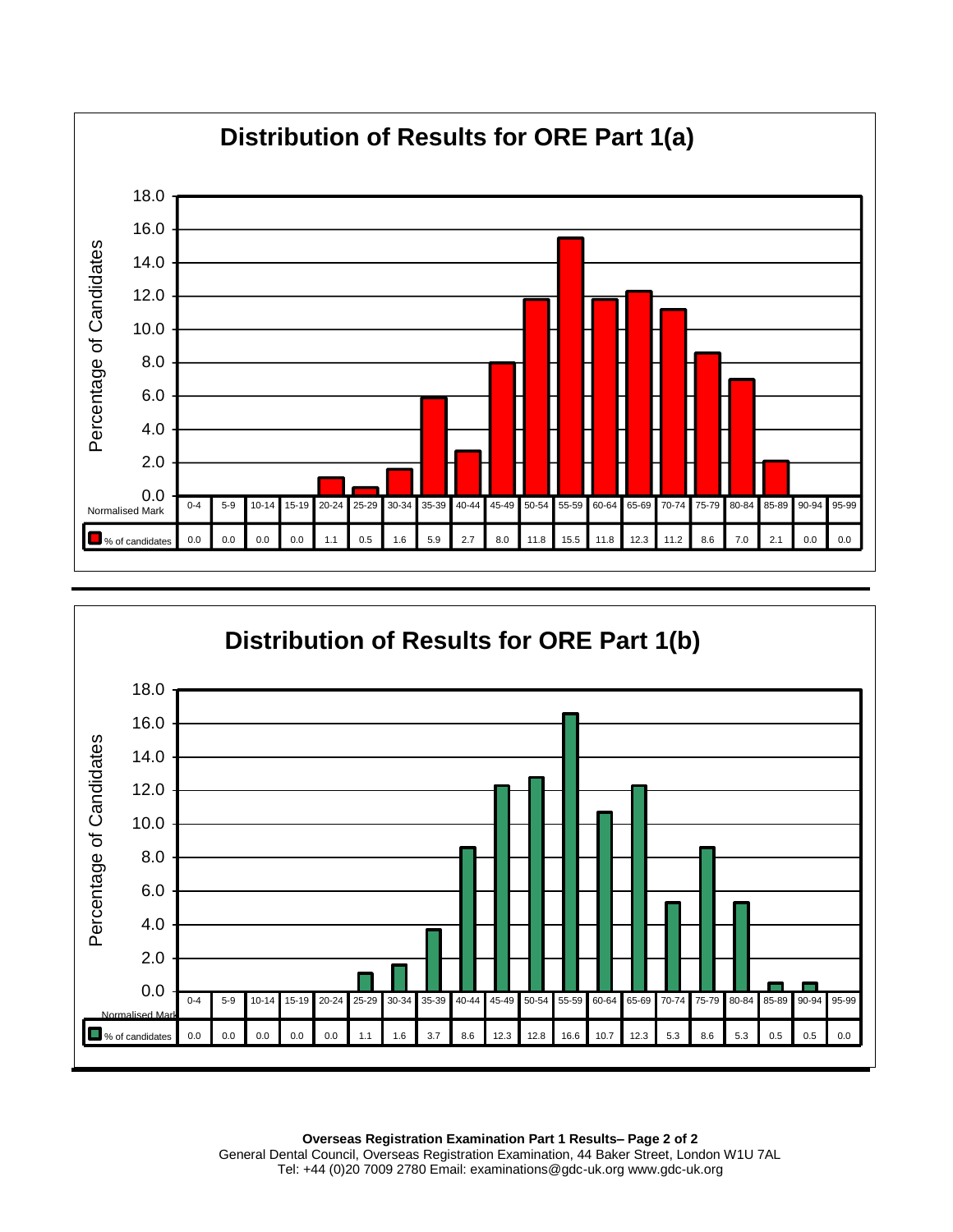# Distribution of Results for ORE Part 1(a)

Percentage of Candidates

18.0
16.0
14.0
12.0
10.0
8.0
6.0
4.0
2.0
0.0

Normalised Mark
0-4 5-9 10-14 15-19 20-24 25-29 30-34 35-39 40-44 45-49 50-54 55-59 60-64 65-69 70-74 75-79 80-84 85-89 90-94 95-99

% of candidates
0.0 0.0 0.0 0.0 1.1 0.5 1.6 5.9 2.7 8.0 11.8 15.5 11.8 12.3 11.2 8.6 7.0 2.1 0.0 0.0

# Distribution of Results for ORE Part 1(b)

Percentage of Candidates

18.0
16.0
14.0
12.0
10.0
8.0
6.0
4.0
2.0
0.0

Normalised Mark
0-4 5-9 10-14 15-19 20-24 25-29 30-34 35-39 40-44 45-49 50-54 55-59 60-64 65-69 70-74 75-79 80-84 85-89 90-94 95-99

% of candidates
0.0 0.0 0.0 0.0 0.0 1.1 1.6 3.7 8.6 12.3 12.8 16.6 10.7 12.3 5.3 8.6 5.3 0.5 0.5 0.0